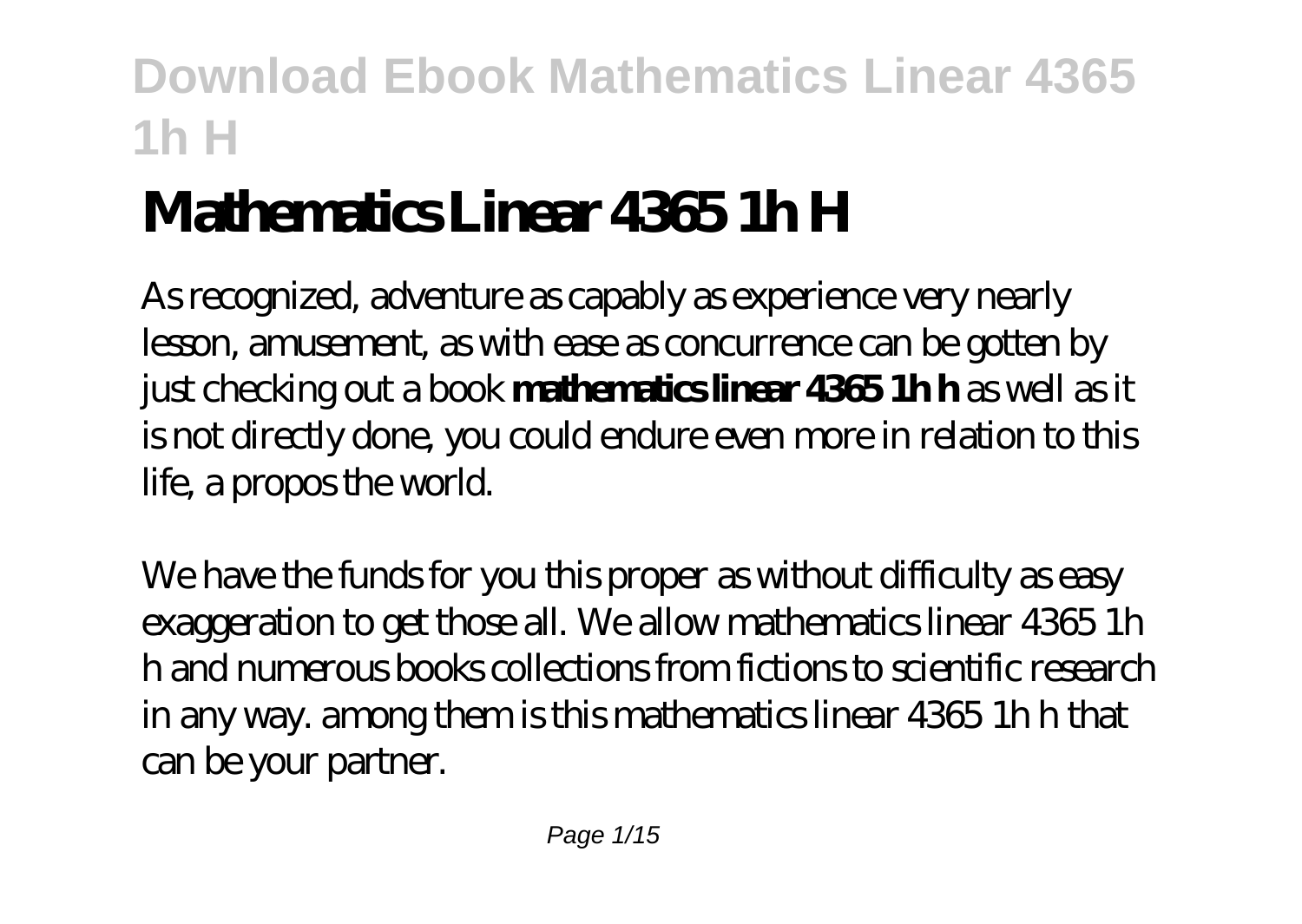# Mathematics Linear 4365 1h H

As recognized, adventure as capably as experience very nearly lesson, amusement, as with ease as concurrence can be gotten by just checking out a book **mathematics linear 4365 1h h** as well as it is not directly done, you could endure even more in relation to this life, a propos the world.

We have the funds for you this proper as without difficulty as easy exaggeration to get those all. We allow mathematics linear 4365 1h h and numerous books collections from fictions to scientific research in any way. among them is this mathematics linear 4365 1h h that can be your partner.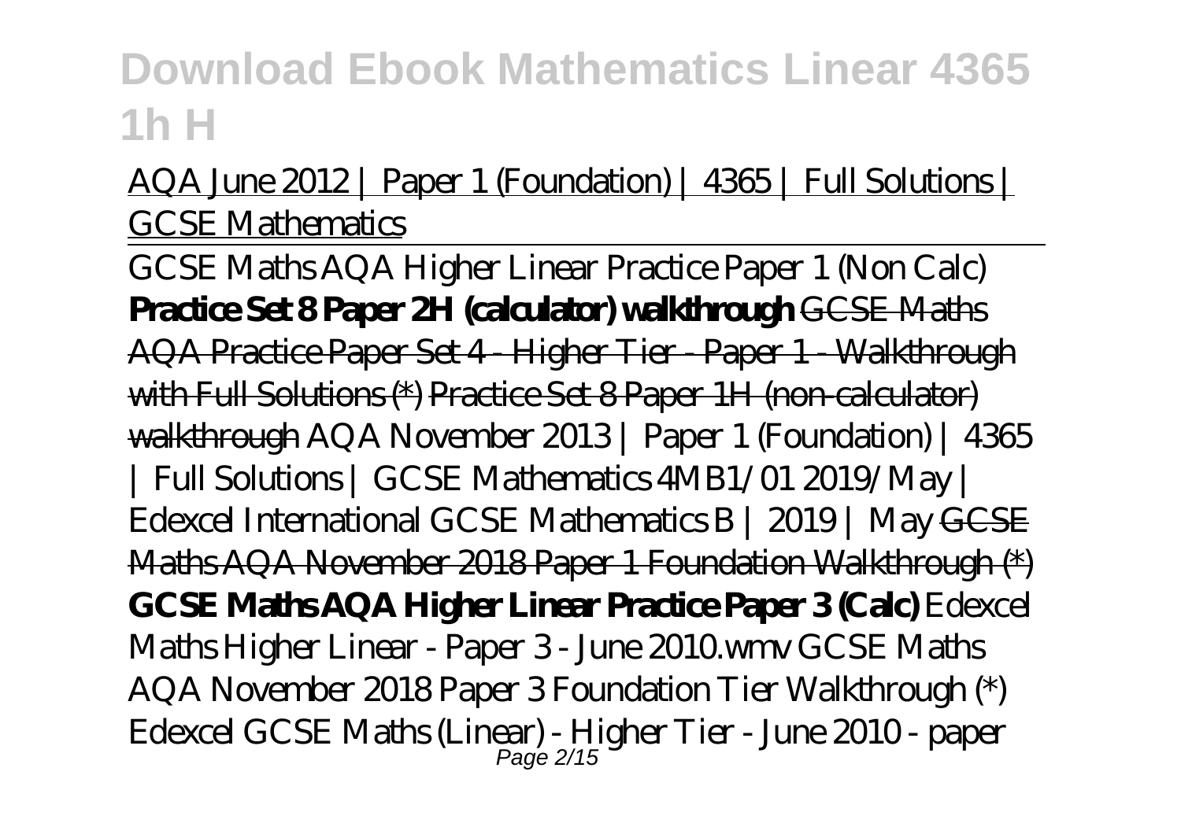AQA June 2012 | Paper 1 (Foundation) | 4365 | Full Solutions | GCSE Mathematics

GCSE Maths AQA Higher Linear Practice Paper 1 (Non Calc) **Practice Set 8 Paper 2H (calculator) walkthrough** GCSE Maths AQA Practice Paper Set 4 - Higher Tier - Paper 1 - Walkthrough with Full Solutions (*) Practice Set 8 Paper 1H (non-calculator) walkthrough *AQA November 2013 | Paper 1 (Foundation) | 4365 | Full Solutions | GCSE Mathematics 4MB1/01 2019/May | Edexcel International GCSE Mathematics B | 2019 | May* GCSE Maths AQA November 2018 Paper 1 Foundation Walkthrough (*) **GCSE Maths AQA Higher Linear Practice Paper 3 (Calc)** *Edexcel Maths Higher Linear - Paper 3 - June 2010.wmv GCSE Maths AQA November 2018 Paper 3 Foundation Tier Walkthrough (*) Edexcel GCSE Maths (Linear) - Higher Tier - June 2010 - paper*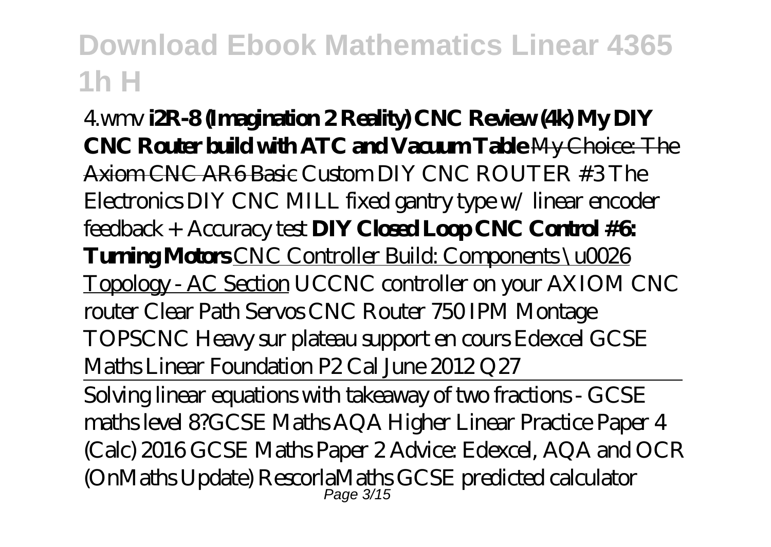4.wmv **i2R-8 (Imagination 2 Reality) CNC Review (4k) My DIY CNC Router build with ATC and Vacuum Table** My Choice: The Axiom CNC AR6 Basic *Custom DIY CNC ROUTER #3 The Electronics DIY CNC MILL fixed gantry type w/ linear encoder feedback + Accuracy test* **DIY Closed Loop CNC Control #6: Turning Motors** CNC Controller Build: Components \u0026 Topology - AC Section *UCCNC controller on your AXIOM CNC router Clear Path Servos CNC Router 750 IPM Montage TOPSCNC Heavy sur plateau support en cours Edexcel GCSE Maths Linear Foundation P2 Cal June 2012 Q27*

Solving linear equations with takeaway of two fractions - GCSE maths level 8?*GCSE Maths AQA Higher Linear Practice Paper 4 (Calc) 2016 GCSE Maths Paper 2 Advice: Edexcel, AQA and OCR (OnMaths Update) RescorlaMaths GCSE predicted calculator*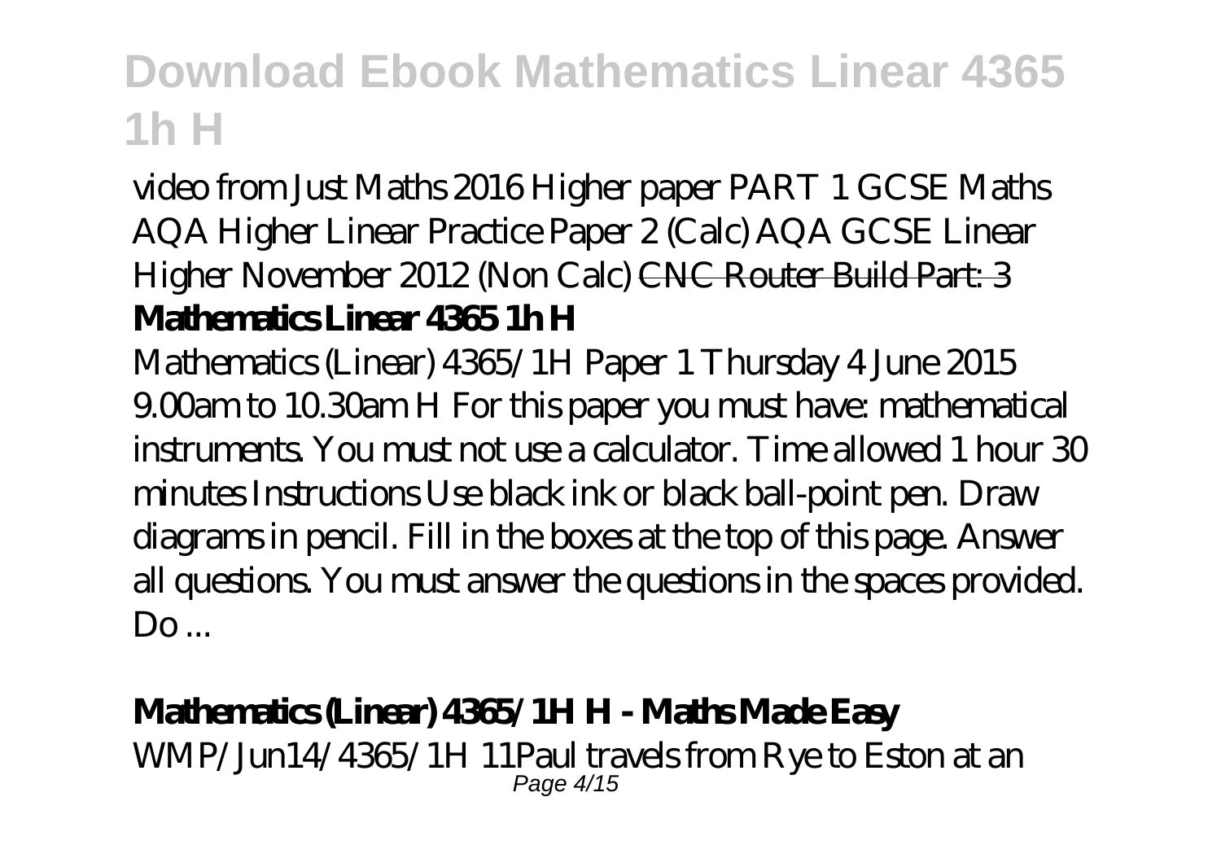*video from Just Maths 2016 Higher paper PART 1 GCSE Maths AQA Higher Linear Practice Paper 2 (Calc) AQA GCSE Linear Higher November 2012 (Non Calc)* CNC Router Build Part: 3

**Mathematics Linear 4365 1h H**

Mathematics (Linear) 4365/1H Paper 1 Thursday 4 June 2015 9.00am to 10.30am H For this paper you must have: mathematical instruments. You must not use a calculator. Time allowed 1 hour 30 minutes Instructions Use black ink or black ball-point pen. Draw diagrams in pencil. Fill in the boxes at the top of this page. Answer all questions. You must answer the questions in the spaces provided. Do ...

**Mathematics (Linear) 4365/1H H - Maths Made Easy**

WMP/Jun14/4365/1H 11Paul travels from Rye to Eston at an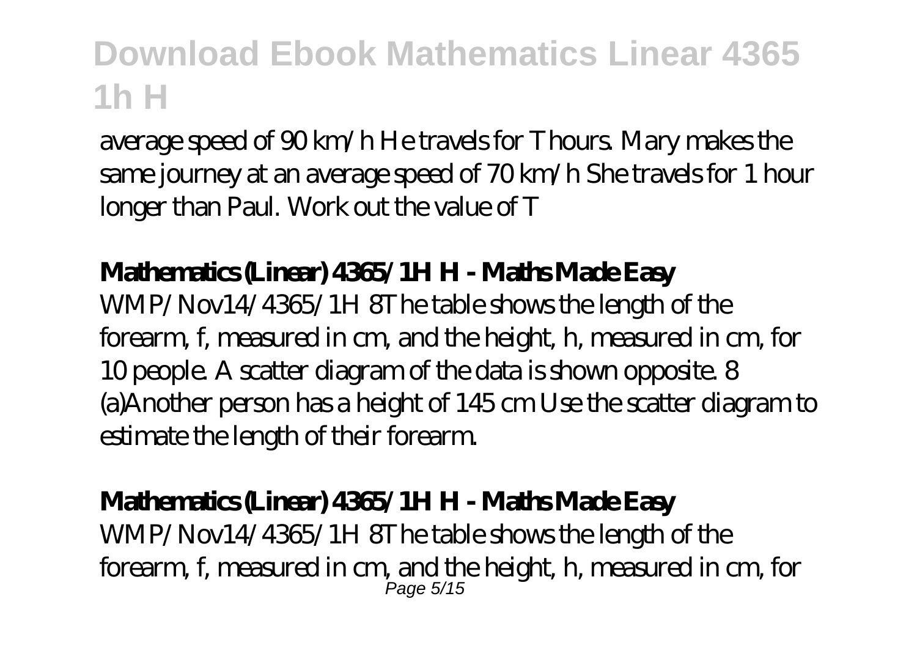average speed of 90 km/h He travels for T hours. Mary makes the same journey at an average speed of 70 km/h She travels for 1 hour longer than Paul. Work out the value of T

### Mathematics (Linear) 4365/1H H - Maths Made Easy

WMP/Nov14/4365/1H 8The table shows the length of the forearm, f, measured in cm, and the height, h, measured in cm, for 10 people. A scatter diagram of the data is shown opposite. 8 (a)Another person has a height of 145 cm Use the scatter diagram to estimate the length of their forearm.

### Mathematics (Linear) 4365/1H H - Maths Made Easy

WMP/Nov14/4365/1H 8The table shows the length of the forearm, f, measured in cm, and the height, h, measured in cm, for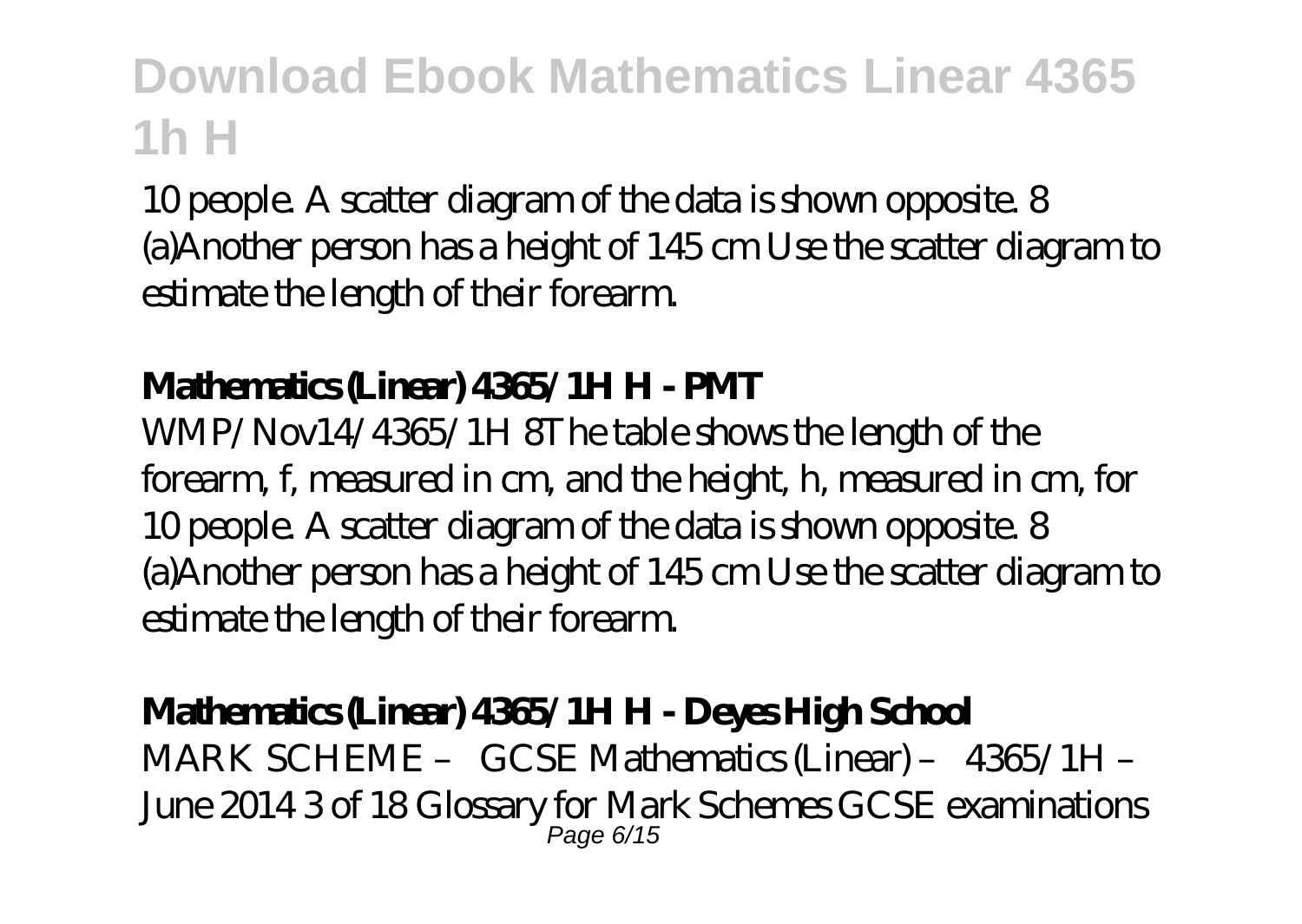10 people. A scatter diagram of the data is shown opposite. 8 (a)Another person has a height of 145 cm Use the scatter diagram to estimate the length of their forearm.

**Mathematics (Linear) 4365/1H H - PMT**

WMP/Nov14/4365/1H 8The table shows the length of the forearm, f, measured in cm, and the height, h, measured in cm, for 10 people. A scatter diagram of the data is shown opposite. 8 (a)Another person has a height of 145 cm Use the scatter diagram to estimate the length of their forearm.

**Mathematics (Linear) 4365/1H H - Deyes High School**

MARK SCHEME – GCSE Mathematics (Linear) – 4365/1H – June 2014 3 of 18 Glossary for Mark Schemes GCSE examinations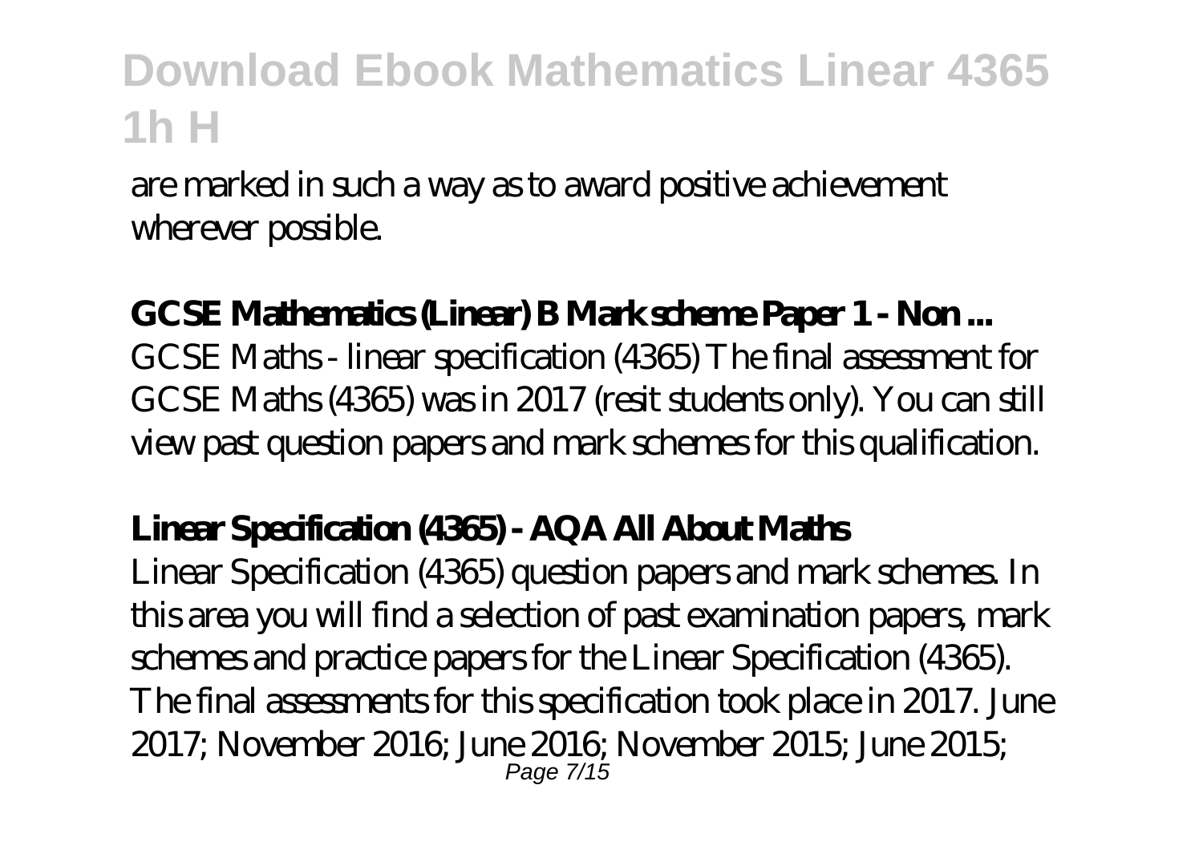are marked in such a way as to award positive achievement wherever possible.

**GCSE Mathematics (Linear) B Mark scheme Paper 1 - Non ...**

GCSE Maths - linear specification (4365) The final assessment for GCSE Maths (4365) was in 2017 (resit students only). You can still view past question papers and mark schemes for this qualification.

**Linear Specification (4365) - AQA All About Maths**

Linear Specification (4365) question papers and mark schemes. In this area you will find a selection of past examination papers, mark schemes and practice papers for the Linear Specification (4365). The final assessments for this specification took place in 2017. June 2017; November 2016; June 2016; November 2015; June 2015;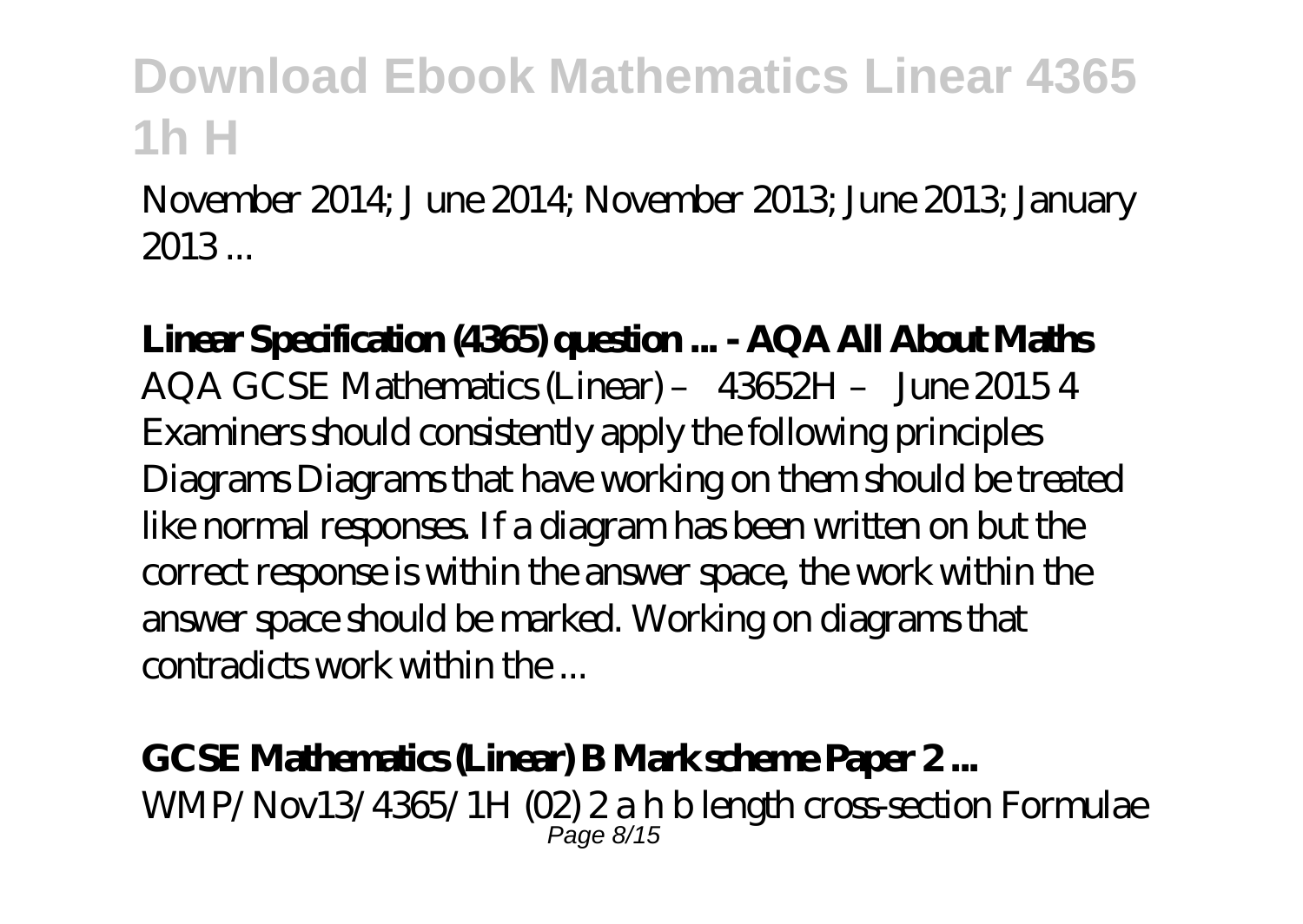November 2014; J une 2014; November 2013; June 2013; January 2013 ...

**Linear Specification (4365) question ... - AQA All About Maths**

AQA GCSE Mathematics (Linear) – 43652H – June 2015 4 Examiners should consistently apply the following principles Diagrams Diagrams that have working on them should be treated like normal responses. If a diagram has been written on but the correct response is within the answer space, the work within the answer space should be marked. Working on diagrams that contradicts work within the ...

**GCSE Mathematics (Linear) B Mark scheme Paper 2 ...**

WMP/Nov13/4365/1H (02) 2 a h b length cross-section Formulae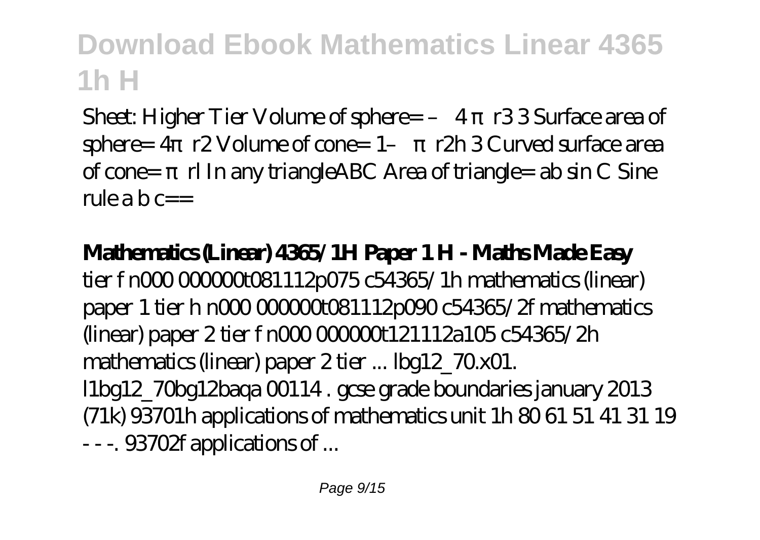## Download Ebook Mathematics Linear 4365 1h H

Sheet: Higher Tier Volume of sphere= – 4 π r3 3 Surface area of sphere= 4π r2 Volume of cone= 1– π r2h 3 Curved surface area of cone= π rl In any triangleABC Area of triangle= ab sin C Sine rule a b c==

**Mathematics (Linear) 4365/1H Paper 1 H - Maths Made Easy**

tier f n000 000000t081112p075 c54365/1h mathematics (linear) paper 1 tier h n000 000000t081112p090 c54365/2f mathematics (linear) paper 2 tier f n000 000000t121112a105 c54365/2h mathematics (linear) paper 2 tier ... lbg12_70.x01. l1bg12_70bg12baqa 00114 . gcse grade boundaries january 2013 (71k) 93701h applications of mathematics unit 1h 80 61 51 41 31 19 - - -. 93702f applications of ...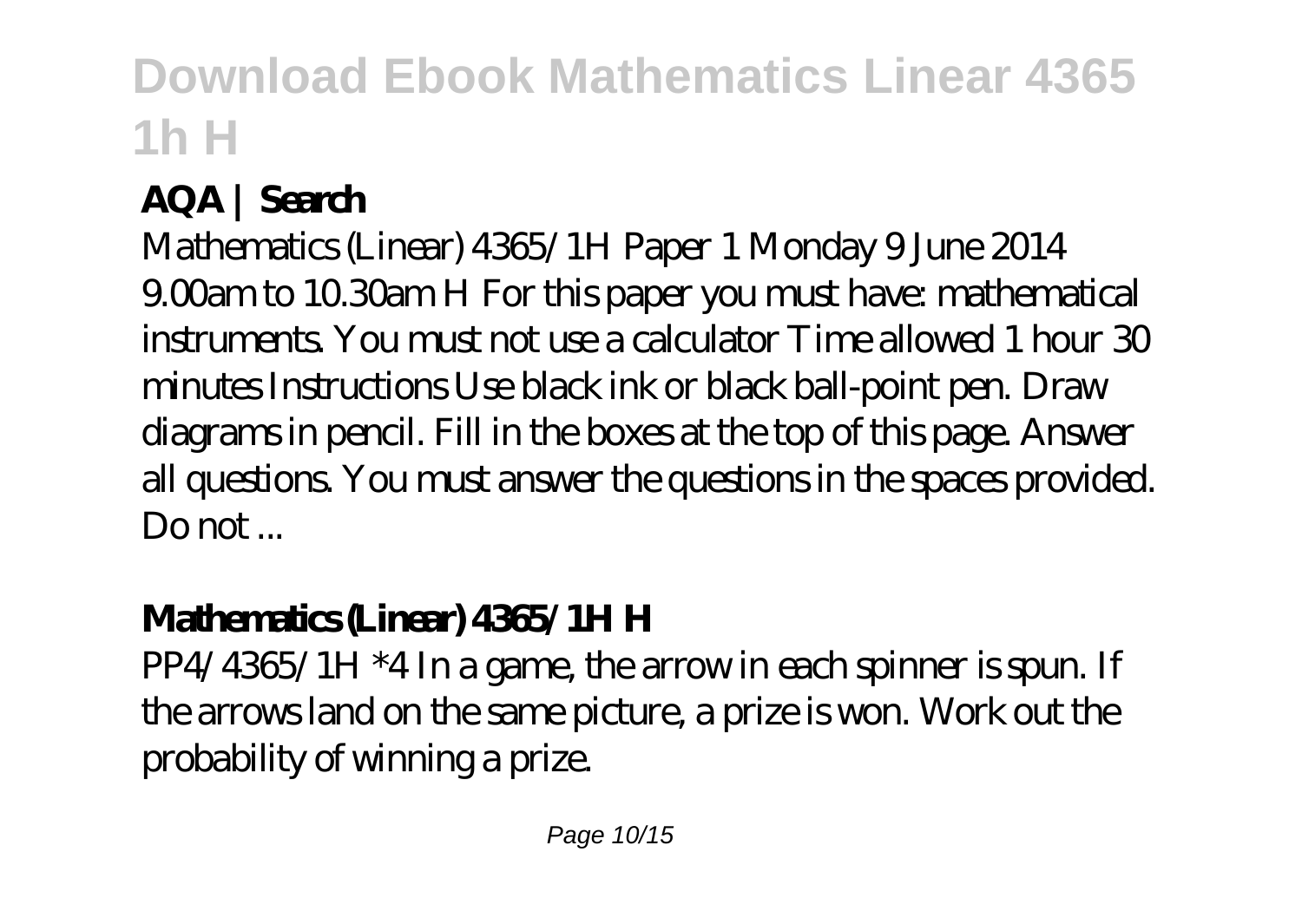## AQA | Search

Mathematics (Linear) 4365/1H Paper 1 Monday 9 June 2014 9.00am to 10.30am H For this paper you must have: mathematical instruments. You must not use a calculator Time allowed 1 hour 30 minutes Instructions Use black ink or black ball-point pen. Draw diagrams in pencil. Fill in the boxes at the top of this page. Answer all questions. You must answer the questions in the spaces provided. Do not ...

## Mathematics (Linear) 4365/1H H

PP4/4365/1H *4 In a game, the arrow in each spinner is spun. If the arrows land on the same picture, a prize is won. Work out the probability of winning a prize.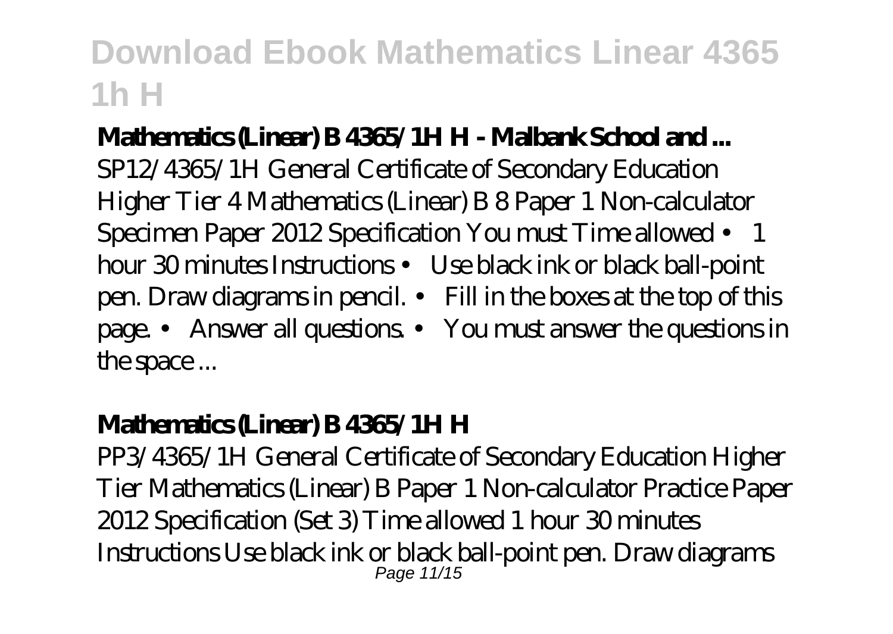**Mathematics (Linear) B 4365/1H H - Malbank School and ...**

SP12/4365/1H General Certificate of Secondary Education Higher Tier 4 Mathematics (Linear) B 8 Paper 1 Non-calculator Specimen Paper 2012 Specification You must Time allowed • 1 hour 30 minutes Instructions • Use black ink or black ball-point pen. Draw diagrams in pencil. • Fill in the boxes at the top of this page. • Answer all questions. • You must answer the questions in the space ...

**Mathematics (Linear) B 4365/1H H**

PP3/4365/1H General Certificate of Secondary Education Higher Tier Mathematics (Linear) B Paper 1 Non-calculator Practice Paper 2012 Specification (Set 3) Time allowed 1 hour 30 minutes Instructions Use black ink or black ball-point pen. Draw diagrams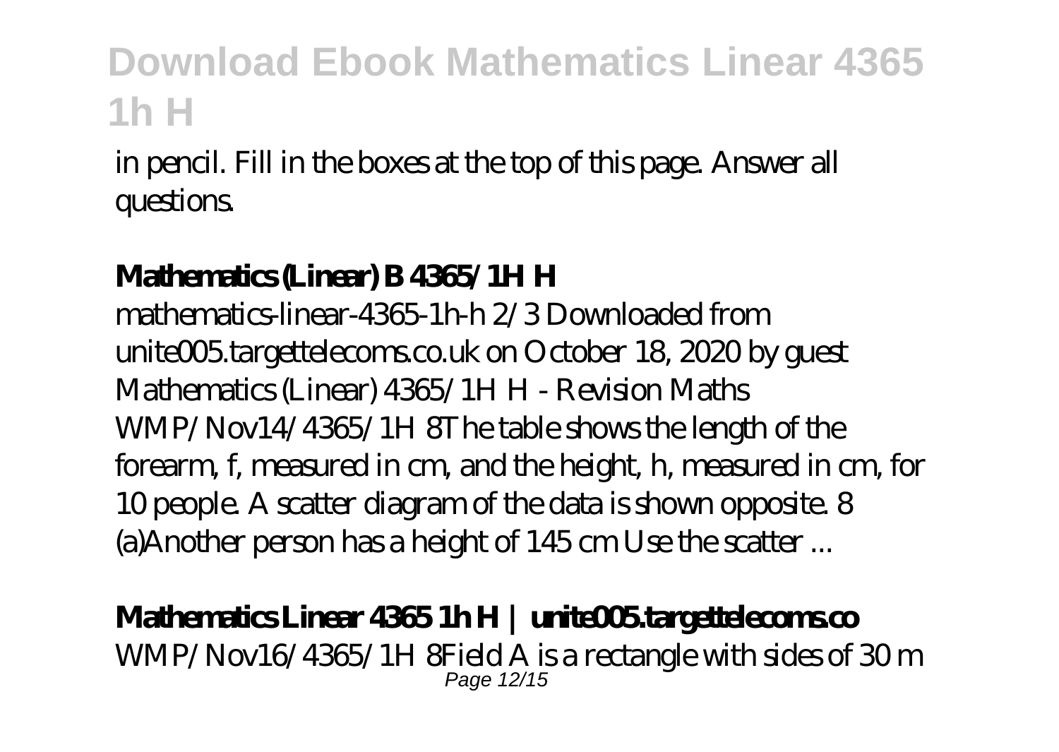in pencil. Fill in the boxes at the top of this page. Answer all questions.

**Mathematics (Linear) B 4365/1H H**

mathematics-linear-4365-1h-h 2/3 Downloaded from unite005.targettelecoms.co.uk on October 18, 2020 by guest Mathematics (Linear) 4365/1H H - Revision Maths WMP/Nov14/4365/1H 8The table shows the length of the forearm, f, measured in cm, and the height, h, measured in cm, for 10 people. A scatter diagram of the data is shown opposite. 8 (a)Another person has a height of 145 cm Use the scatter ...

**Mathematics Linear 4365 1h H | unite005.targettelecoms.co**

WMP/Nov16/4365/1H 8Field A is a rectangle with sides of 30 m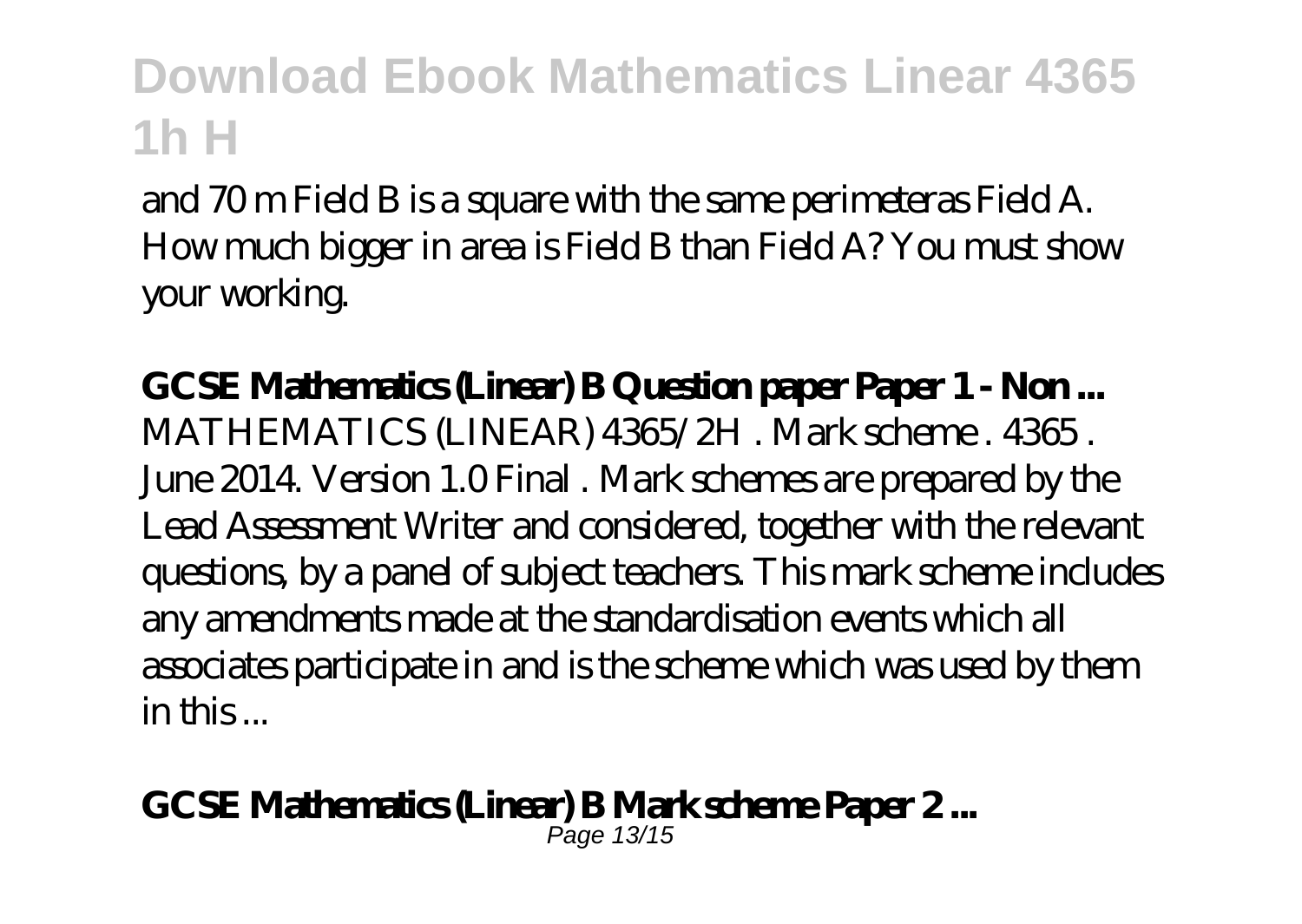and 70 m Field B is a square with the same perimeteras Field A. How much bigger in area is Field B than Field A? You must show your working.

**GCSE Mathematics (Linear) B Question paper Paper 1 - Non ...**
MATHEMATICS (LINEAR) 4365/2H . Mark scheme . 4365 . June 2014. Version 1.0 Final . Mark schemes are prepared by the Lead Assessment Writer and considered, together with the relevant questions, by a panel of subject teachers. This mark scheme includes any amendments made at the standardisation events which all associates participate in and is the scheme which was used by them in this ...

**GCSE Mathematics (Linear) B Mark scheme Paper 2 ...**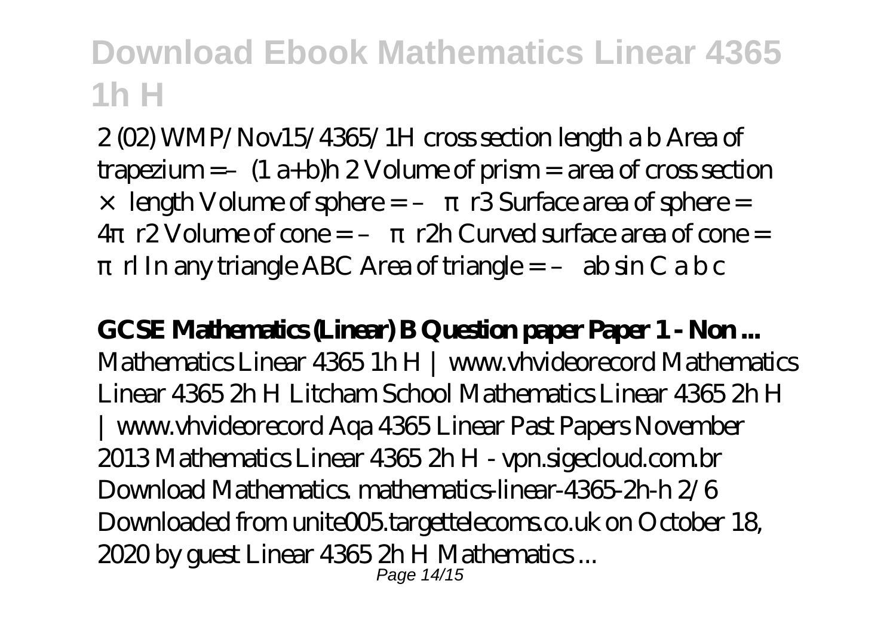2 (02) WMP/Nov15/4365/1H cross section length a b Area of trapezium =– (1 a+b)h 2 Volume of prism = area of cross section × length Volume of sphere = – π r3 Surface area of sphere = 4π r2 Volume of cone = – π r2h Curved surface area of cone = π rl In any triangle ABC Area of triangle = – ab sin C a b c

**GCSE Mathematics (Linear) B Question paper Paper 1 - Non ...**

Mathematics Linear 4365 1h H | www.vhvideorecord Mathematics Linear 4365 2h H Litcham School Mathematics Linear 4365 2h H | www.vhvideorecord Aqa 4365 Linear Past Papers November 2013 Mathematics Linear 4365 2h H - vpn.sigecloud.com.br Download Mathematics. mathematics-linear-4365-2h-h 2/6 Downloaded from unite005.targettelecoms.co.uk on October 18, 2020 by guest Linear 4365 2h H Mathematics ...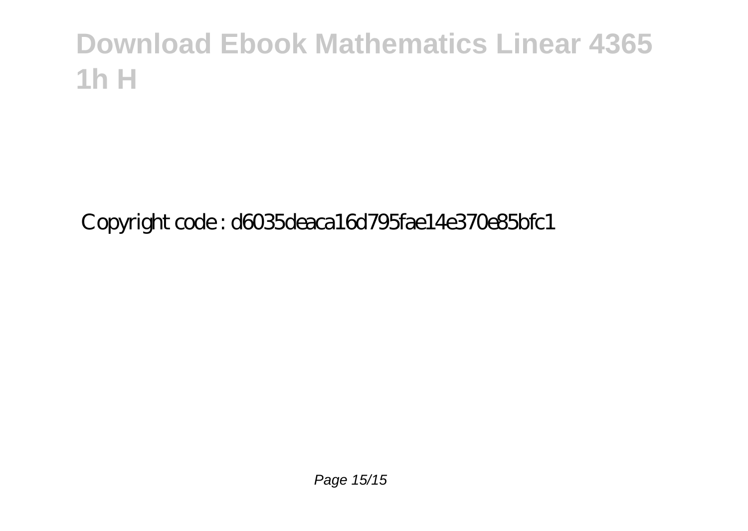Copyright code : d6035deaca16d795fae14e370e85bfc1